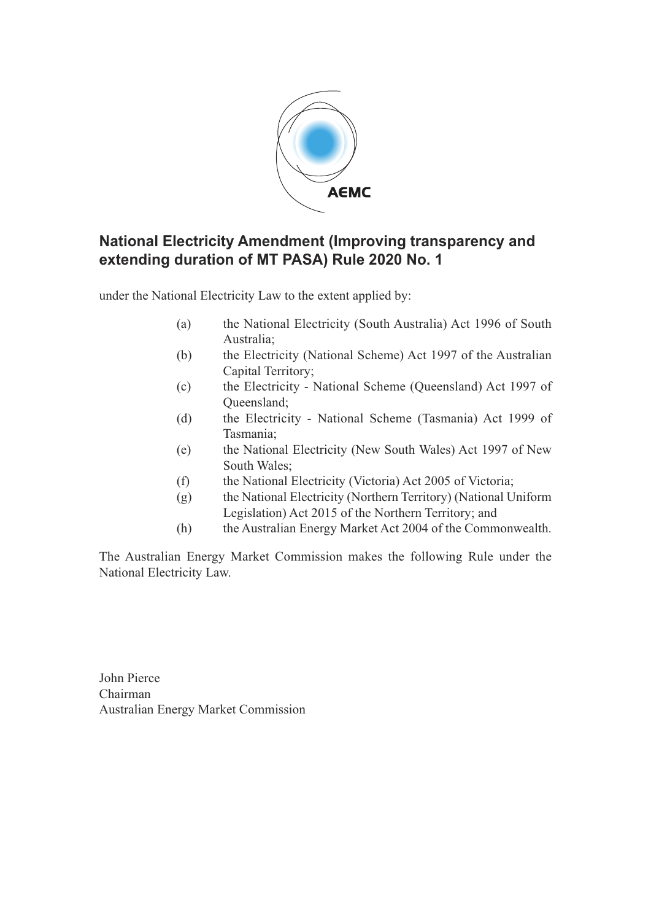AEMC

# National Electricity Amendment (Improving transparency and extending duration of MT PASA) Rule 2020 No. 1

under the National Electricity Law to the extent applied by:

(a) the National Electricity (South Australia) Act 1996 of South Australia;

(b) the Electricity (National Scheme) Act 1997 of the Australian Capital Territory;

(c) the Electricity - National Scheme (Queensland) Act 1997 of Queensland;

(d) the Electricity - National Scheme (Tasmania) Act 1999 of Tasmania;

(e) the National Electricity (New South Wales) Act 1997 of New South Wales;

(f) the National Electricity (Victoria) Act 2005 of Victoria;

(g) the National Electricity (Northern Territory) (National Uniform Legislation) Act 2015 of the Northern Territory; and

(h) the Australian Energy Market Act 2004 of the Commonwealth.

The Australian Energy Market Commission makes the following Rule under the National Electricity Law.

John Pierce
Chairman
Australian Energy Market Commission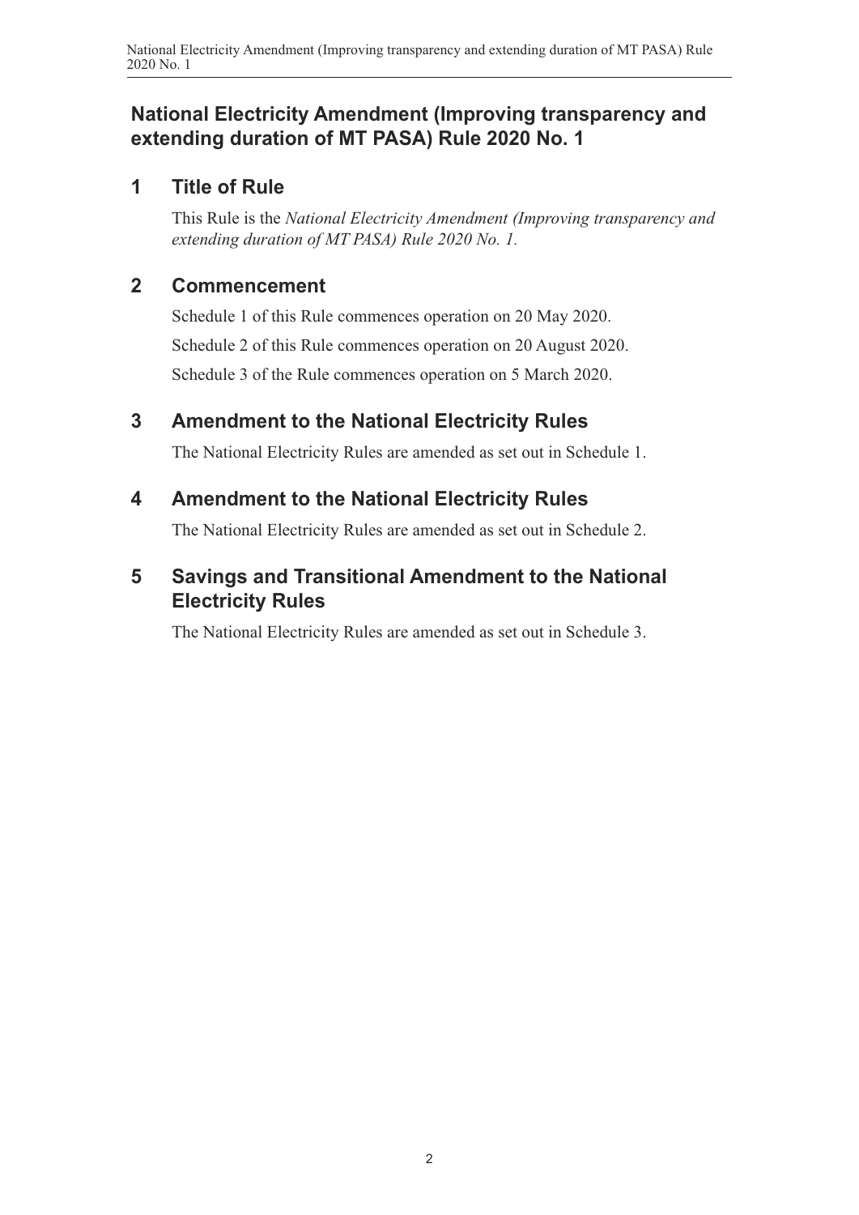# National Electricity Amendment (Improving transparency and extending duration of MT PASA) Rule 2020 No. 1

## 1 Title of Rule

This Rule is the *National Electricity Amendment (Improving transparency and extending duration of MT PASA) Rule 2020 No. 1.*

## 2 Commencement

Schedule 1 of this Rule commences operation on 20 May 2020.

Schedule 2 of this Rule commences operation on 20 August 2020.

Schedule 3 of the Rule commences operation on 5 March 2020.

## 3 Amendment to the National Electricity Rules

The National Electricity Rules are amended as set out in Schedule 1.

## 4 Amendment to the National Electricity Rules

The National Electricity Rules are amended as set out in Schedule 2.

## 5 Savings and Transitional Amendment to the National Electricity Rules

The National Electricity Rules are amended as set out in Schedule 3.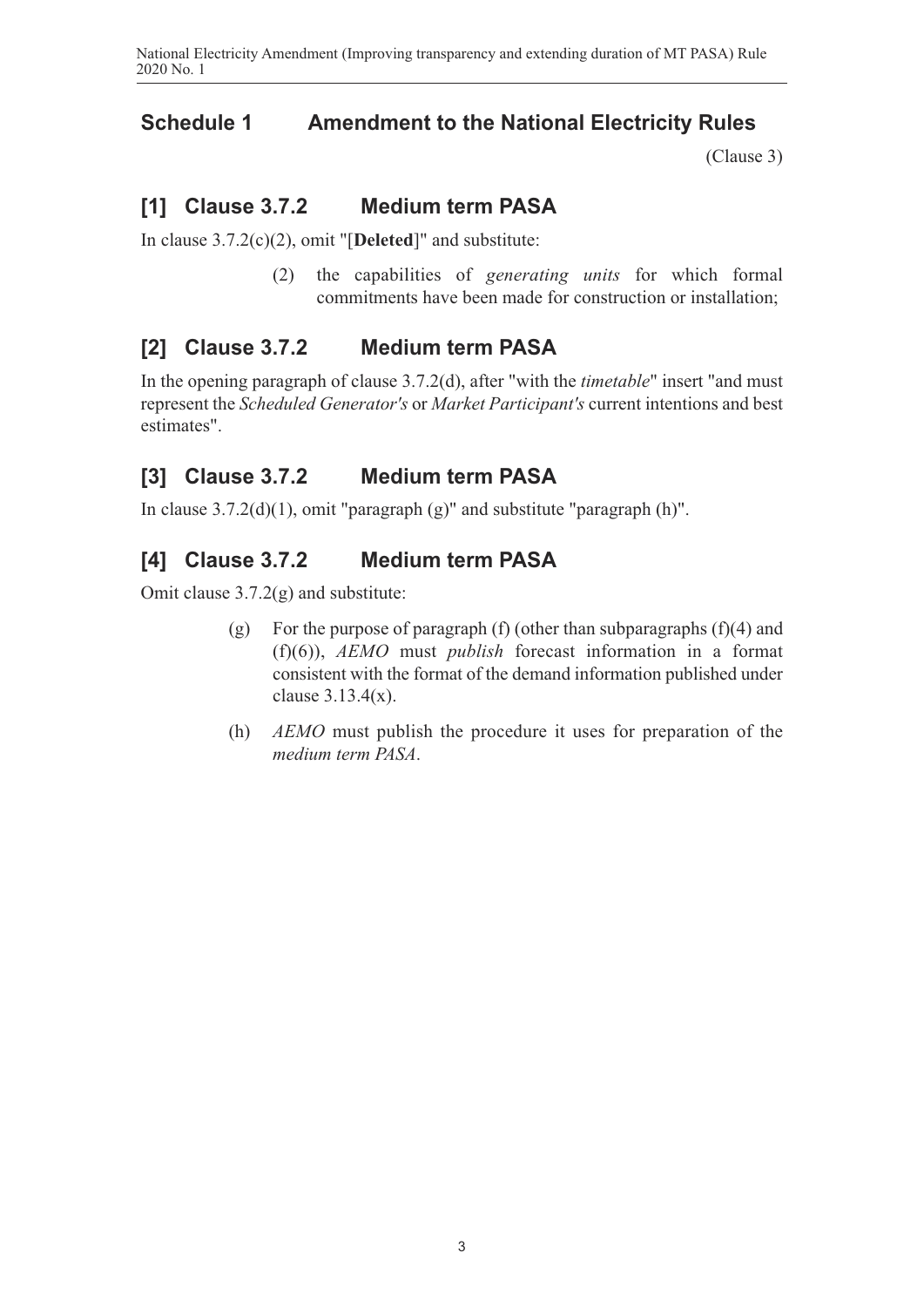## Schedule 1 Amendment to the National Electricity Rules

(Clause 3)

### [1] Clause 3.7.2 Medium term PASA

In clause 3.7.2(c)(2), omit "[**Deleted**]" and substitute:

> (2) the capabilities of *generating units* for which formal commitments have been made for construction or installation;

### [2] Clause 3.7.2 Medium term PASA

In the opening paragraph of clause 3.7.2(d), after "with the *timetable*" insert "and must represent the *Scheduled Generator's* or *Market Participant's* current intentions and best estimates".

### [3] Clause 3.7.2 Medium term PASA

In clause 3.7.2(d)(1), omit "paragraph (g)" and substitute "paragraph (h)".

### [4] Clause 3.7.2 Medium term PASA

Omit clause 3.7.2(g) and substitute:

> (g) For the purpose of paragraph (f) (other than subparagraphs (f)(4) and (f)(6)), *AEMO* must *publish* forecast information in a format consistent with the format of the demand information published under clause 3.13.4(x).
>
> (h) *AEMO* must publish the procedure it uses for preparation of the *medium term PASA*.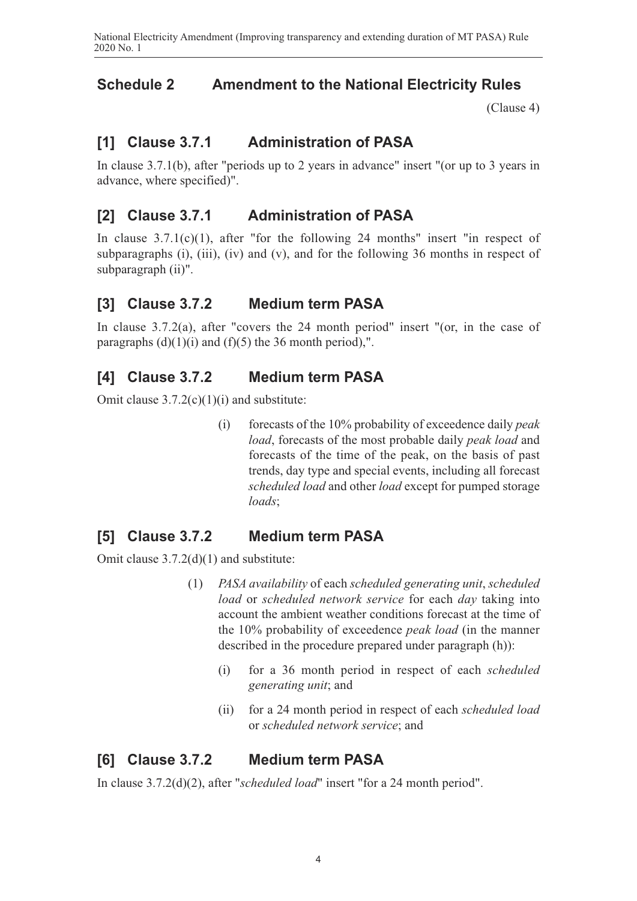## Schedule 2 Amendment to the National Electricity Rules

(Clause 4)

### [1] Clause 3.7.1 Administration of PASA

In clause 3.7.1(b), after "periods up to 2 years in advance" insert "(or up to 3 years in advance, where specified)".

### [2] Clause 3.7.1 Administration of PASA

In clause 3.7.1(c)(1), after "for the following 24 months" insert "in respect of subparagraphs (i), (iii), (iv) and (v), and for the following 36 months in respect of subparagraph (ii)".

### [3] Clause 3.7.2 Medium term PASA

In clause 3.7.2(a), after "covers the 24 month period" insert "(or, in the case of paragraphs (d)(1)(i) and (f)(5) the 36 month period),".

### [4] Clause 3.7.2 Medium term PASA

Omit clause 3.7.2(c)(1)(i) and substitute:

> (i) forecasts of the 10% probability of exceedence daily *peak load*, forecasts of the most probable daily *peak load* and forecasts of the time of the peak, on the basis of past trends, day type and special events, including all forecast *scheduled load* and other *load* except for pumped storage *loads*;

### [5] Clause 3.7.2 Medium term PASA

Omit clause 3.7.2(d)(1) and substitute:

> (1) *PASA availability* of each *scheduled generating unit*, *scheduled load* or *scheduled network service* for each *day* taking into account the ambient weather conditions forecast at the time of the 10% probability of exceedence *peak load* (in the manner described in the procedure prepared under paragraph (h)):
>
> (i) for a 36 month period in respect of each *scheduled generating unit*; and
>
> (ii) for a 24 month period in respect of each *scheduled load* or *scheduled network service*; and

### [6] Clause 3.7.2 Medium term PASA

In clause 3.7.2(d)(2), after "*scheduled load*" insert "for a 24 month period".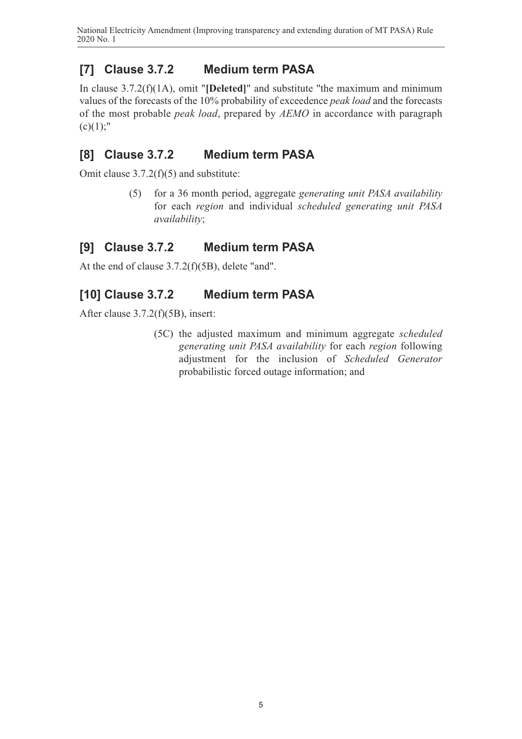## [7] Clause 3.7.2 Medium term PASA

In clause 3.7.2(f)(1A), omit "**[Deleted]**" and substitute "the maximum and minimum values of the forecasts of the 10% probability of exceedence *peak load* and the forecasts of the most probable *peak load*, prepared by *AEMO* in accordance with paragraph (c)(1);"

## [8] Clause 3.7.2 Medium term PASA

Omit clause 3.7.2(f)(5) and substitute:

> (5) for a 36 month period, aggregate *generating unit PASA availability* for each *region* and individual *scheduled generating unit PASA availability*;

## [9] Clause 3.7.2 Medium term PASA

At the end of clause 3.7.2(f)(5B), delete "and".

## [10] Clause 3.7.2 Medium term PASA

After clause 3.7.2(f)(5B), insert:

> (5C) the adjusted maximum and minimum aggregate *scheduled generating unit PASA availability* for each *region* following adjustment for the inclusion of *Scheduled Generator* probabilistic forced outage information; and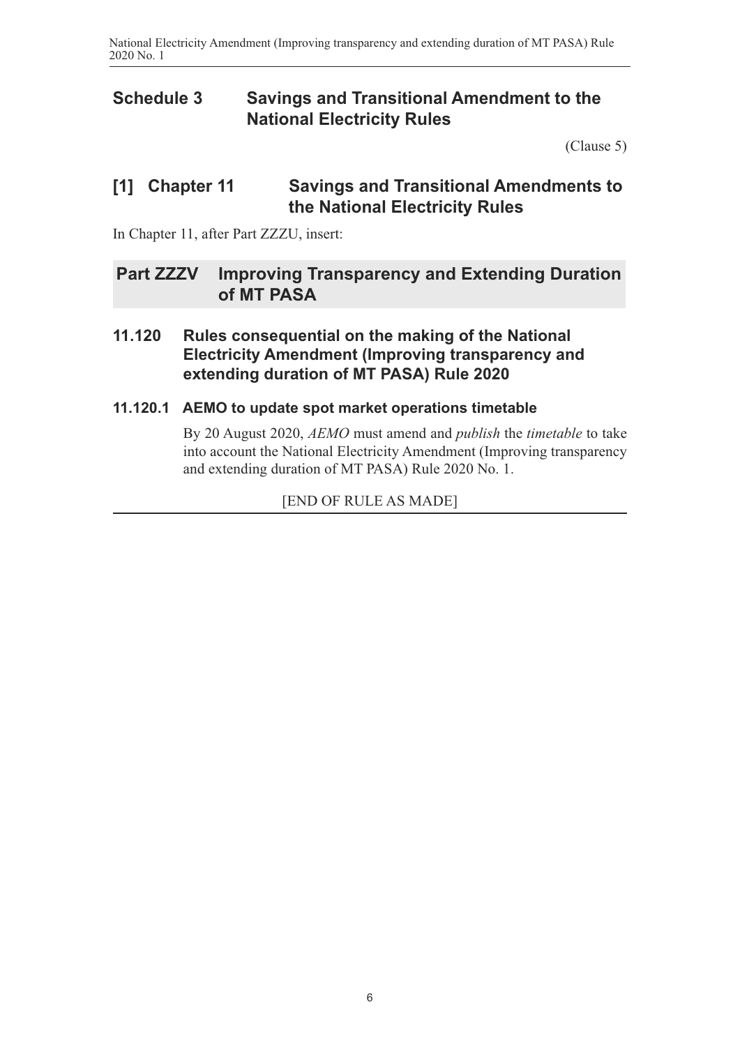## Schedule 3 Savings and Transitional Amendment to the National Electricity Rules

(Clause 5)

## [1] Chapter 11 Savings and Transitional Amendments to the National Electricity Rules

In Chapter 11, after Part ZZZU, insert:

## Part ZZZV Improving Transparency and Extending Duration of MT PASA

### 11.120 Rules consequential on the making of the National Electricity Amendment (Improving transparency and extending duration of MT PASA) Rule 2020

#### 11.120.1 AEMO to update spot market operations timetable

By 20 August 2020, *AEMO* must amend and *publish* the *timetable* to take into account the National Electricity Amendment (Improving transparency and extending duration of MT PASA) Rule 2020 No. 1.

[END OF RULE AS MADE]